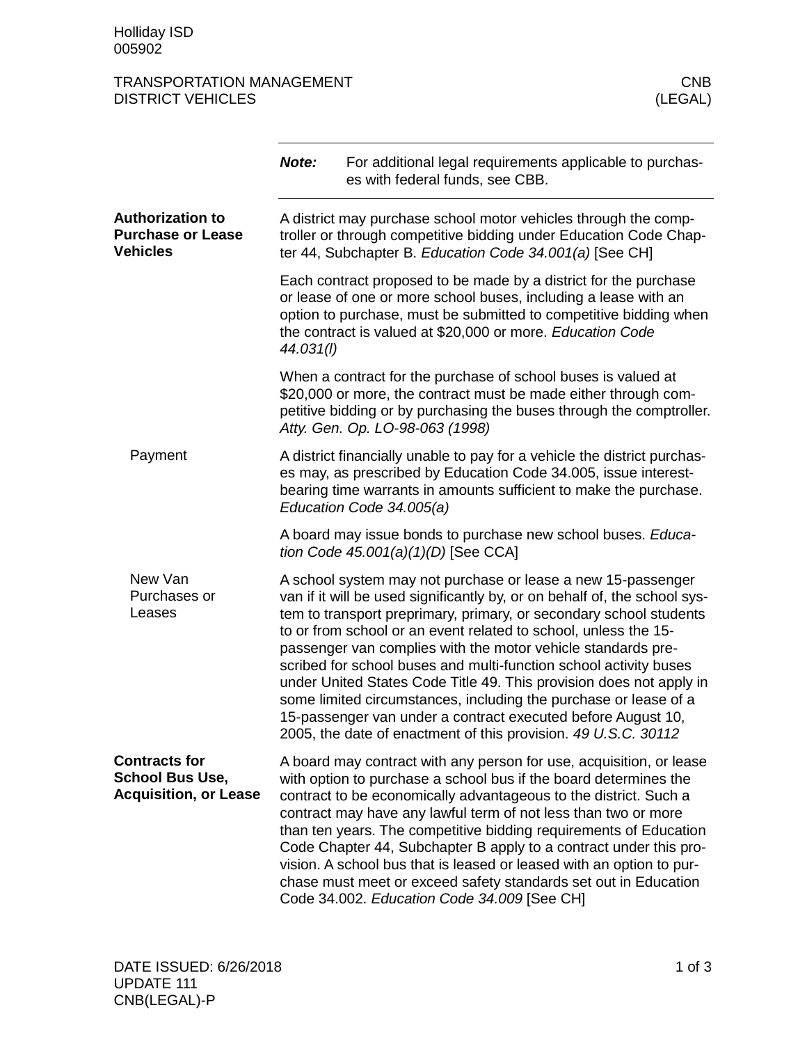Holliday ISD
005902

TRANSPORTATION MANAGEMENT — CNB
DISTRICT VEHICLES — (LEGAL)

**Note:** For additional legal requirements applicable to purchases with federal funds, see CBB.

## Authorization to Purchase or Lease Vehicles

A district may purchase school motor vehicles through the comptroller or through competitive bidding under Education Code Chapter 44, Subchapter B. *Education Code 34.001(a)* [See CH]

Each contract proposed to be made by a district for the purchase or lease of one or more school buses, including a lease with an option to purchase, must be submitted to competitive bidding when the contract is valued at $20,000 or more. *Education Code 44.031(l)*

When a contract for the purchase of school buses is valued at $20,000 or more, the contract must be made either through competitive bidding or by purchasing the buses through the comptroller. *Atty. Gen. Op. LO-98-063 (1998)*

### Payment

A district financially unable to pay for a vehicle the district purchases may, as prescribed by Education Code 34.005, issue interest-bearing time warrants in amounts sufficient to make the purchase. *Education Code 34.005(a)*

A board may issue bonds to purchase new school buses. *Education Code 45.001(a)(1)(D)* [See CCA]

### New Van Purchases or Leases

A school system may not purchase or lease a new 15-passenger van if it will be used significantly by, or on behalf of, the school system to transport preprimary, primary, or secondary school students to or from school or an event related to school, unless the 15-passenger van complies with the motor vehicle standards prescribed for school buses and multi-function school activity buses under United States Code Title 49. This provision does not apply in some limited circumstances, including the purchase or lease of a 15-passenger van under a contract executed before August 10, 2005, the date of enactment of this provision. *49 U.S.C. 30112*

## Contracts for School Bus Use, Acquisition, or Lease

A board may contract with any person for use, acquisition, or lease with option to purchase a school bus if the board determines the contract to be economically advantageous to the district. Such a contract may have any lawful term of not less than two or more than ten years. The competitive bidding requirements of Education Code Chapter 44, Subchapter B apply to a contract under this provision. A school bus that is leased or leased with an option to purchase must meet or exceed safety standards set out in Education Code 34.002. *Education Code 34.009* [See CH]

DATE ISSUED: 6/26/2018
UPDATE 111
CNB(LEGAL)-P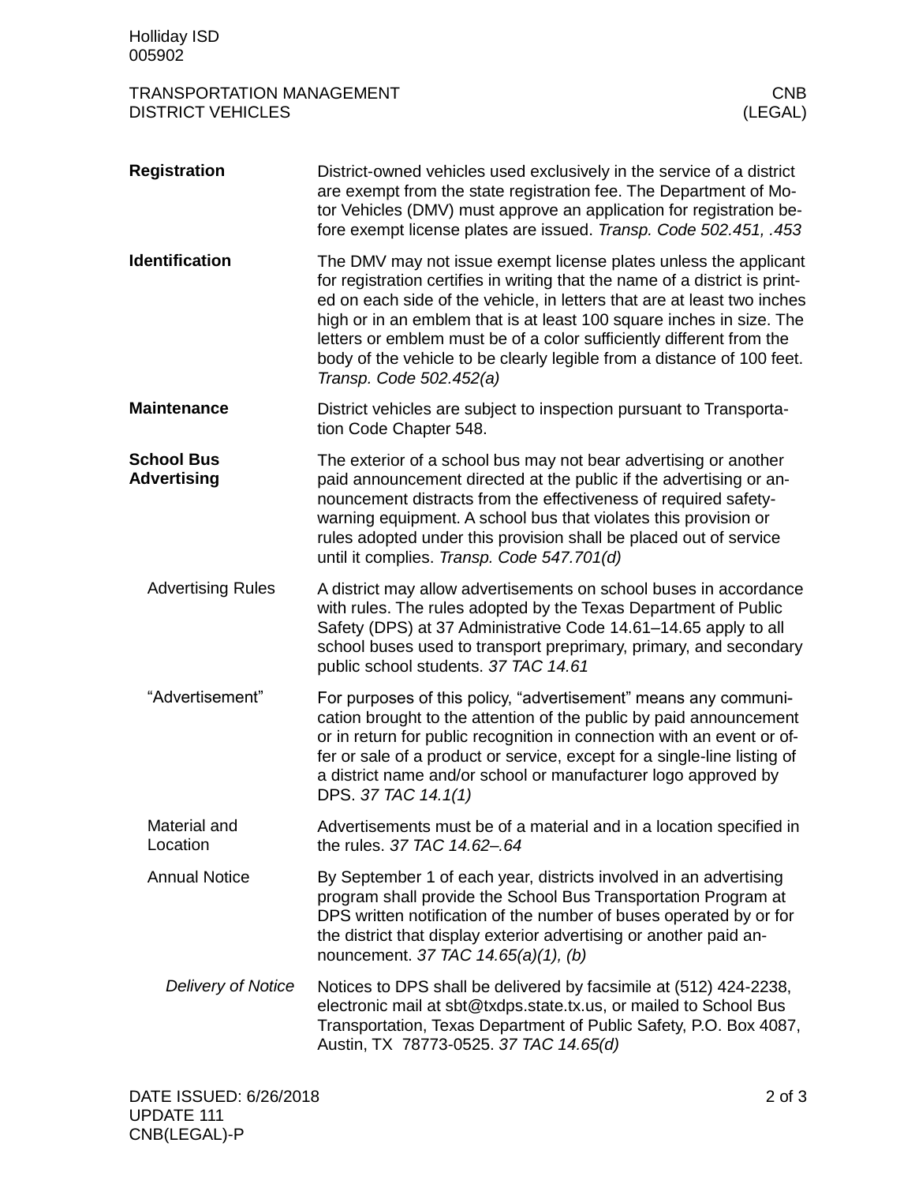## Registration

District-owned vehicles used exclusively in the service of a district are exempt from the state registration fee. The Department of Motor Vehicles (DMV) must approve an application for registration before exempt license plates are issued. *Transp. Code 502.451, .453*

## Identification

The DMV may not issue exempt license plates unless the applicant for registration certifies in writing that the name of a district is printed on each side of the vehicle, in letters that are at least two inches high or in an emblem that is at least 100 square inches in size. The letters or emblem must be of a color sufficiently different from the body of the vehicle to be clearly legible from a distance of 100 feet. *Transp. Code 502.452(a)*

## Maintenance

District vehicles are subject to inspection pursuant to Transportation Code Chapter 548.

## School Bus Advertising

The exterior of a school bus may not bear advertising or another paid announcement directed at the public if the advertising or announcement distracts from the effectiveness of required safety-warning equipment. A school bus that violates this provision or rules adopted under this provision shall be placed out of service until it complies. *Transp. Code 547.701(d)*

### Advertising Rules

A district may allow advertisements on school buses in accordance with rules. The rules adopted by the Texas Department of Public Safety (DPS) at 37 Administrative Code 14.61–14.65 apply to all school buses used to transport preprimary, primary, and secondary public school students. *37 TAC 14.61*

### "Advertisement"

For purposes of this policy, "advertisement" means any communication brought to the attention of the public by paid announcement or in return for public recognition in connection with an event or offer or sale of a product or service, except for a single-line listing of a district name and/or school or manufacturer logo approved by DPS. *37 TAC 14.1(1)*

### Material and Location

Advertisements must be of a material and in a location specified in the rules. *37 TAC 14.62–.64*

### Annual Notice

By September 1 of each year, districts involved in an advertising program shall provide the School Bus Transportation Program at DPS written notification of the number of buses operated by or for the district that display exterior advertising or another paid announcement. *37 TAC 14.65(a)(1), (b)*

#### *Delivery of Notice*

Notices to DPS shall be delivered by facsimile at (512) 424-2238, electronic mail at sbt@txdps.state.tx.us, or mailed to School Bus Transportation, Texas Department of Public Safety, P.O. Box 4087, Austin, TX 78773-0525. *37 TAC 14.65(d)*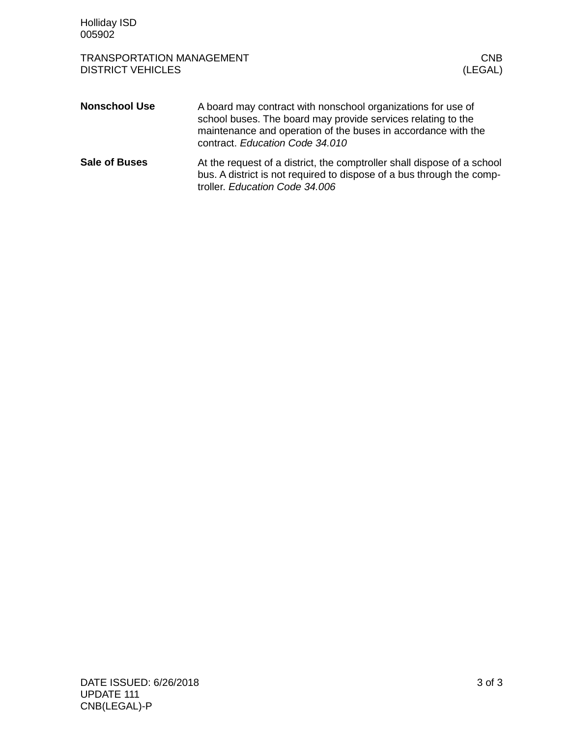**Nonschool Use**

A board may contract with nonschool organizations for use of school buses. The board may provide services relating to the maintenance and operation of the buses in accordance with the contract. *Education Code 34.010*

**Sale of Buses**

At the request of a district, the comptroller shall dispose of a school bus. A district is not required to dispose of a bus through the comptroller. *Education Code 34.006*